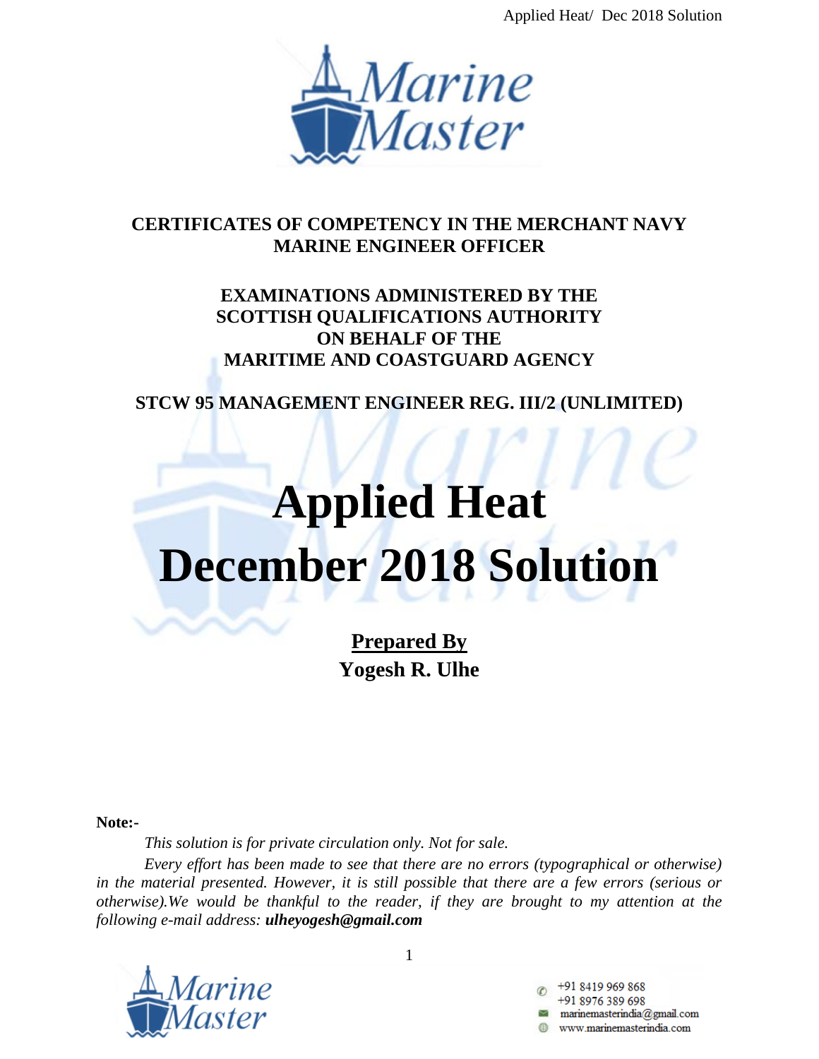**CERTIFICATES OF COMPETENCY IN THE MERCHANT NAVY**
**MARINE ENGINEER OFFICER**

**EXAMINATIONS ADMINISTERED BY THE**
**SCOTTISH QUALIFICATIONS AUTHORITY**
**ON BEHALF OF THE**
**MARITIME AND COASTGUARD AGENCY**

**STCW 95 MANAGEMENT ENGINEER REG. III/2 (UNLIMITED)**

# Applied Heat
# December 2018 Solution

**Prepared By**
**Yogesh R. Ulhe**

**Note:-**

*This solution is for private circulation only. Not for sale.*

*Every effort has been made to see that there are no errors (typographical or otherwise) in the material presented. However, it is still possible that there are a few errors (serious or otherwise).We would be thankful to the reader, if they are brought to my attention at the following e-mail address:* ***ulheyogesh@gmail.com***

+91 8419 969 868
+91 8976 389 698
marinemasterindia@gmail.com
www.marinemasterindia.com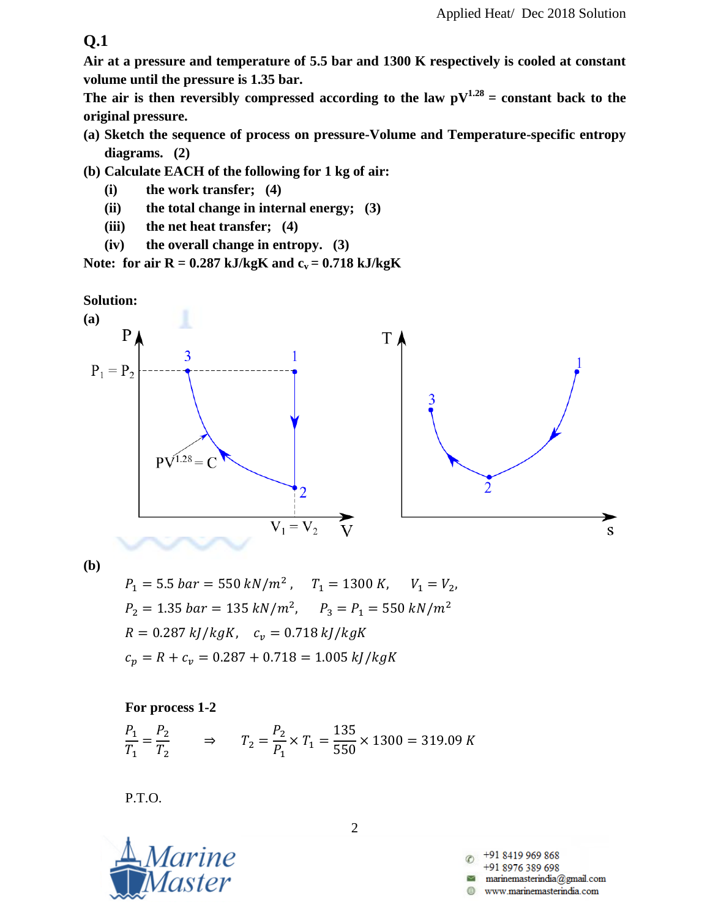## Q.1

**Air at a pressure and temperature of 5.5 bar and 1300 K respectively is cooled at constant volume until the pressure is 1.35 bar.**

**The air is then reversibly compressed according to the law $pV^{1.28}$ = constant back to the original pressure.**

**(a) Sketch the sequence of process on pressure-Volume and Temperature-specific entropy diagrams. (2)**

**(b) Calculate EACH of the following for 1 kg of air:**

- **(i) the work transfer; (4)**
- **(ii) the total change in internal energy; (3)**
- **(iii) the net heat transfer; (4)**
- **(iv) the overall change in entropy. (3)**

**Note: for air R = 0.287 kJ/kgK and $c_v$ = 0.718 kJ/kgK**

**Solution:**

**(a)**

**(b)**

$$P_1 = 5.5\ bar = 550\ kN/m^2, \quad T_1 = 1300\ K, \quad V_1 = V_2,$$

$$P_2 = 1.35\ bar = 135\ kN/m^2, \quad P_3 = P_1 = 550\ kN/m^2$$

$$R = 0.287\ kJ/kgK, \quad c_v = 0.718\ kJ/kgK$$

$$c_p = R + c_v = 0.287 + 0.718 = 1.005\ kJ/kgK$$

**For process 1-2**

$$\frac{P_1}{T_1} = \frac{P_2}{T_2} \quad \Rightarrow \quad T_2 = \frac{P_2}{P_1} \times T_1 = \frac{135}{550} \times 1300 = 319.09\ K$$

P.T.O.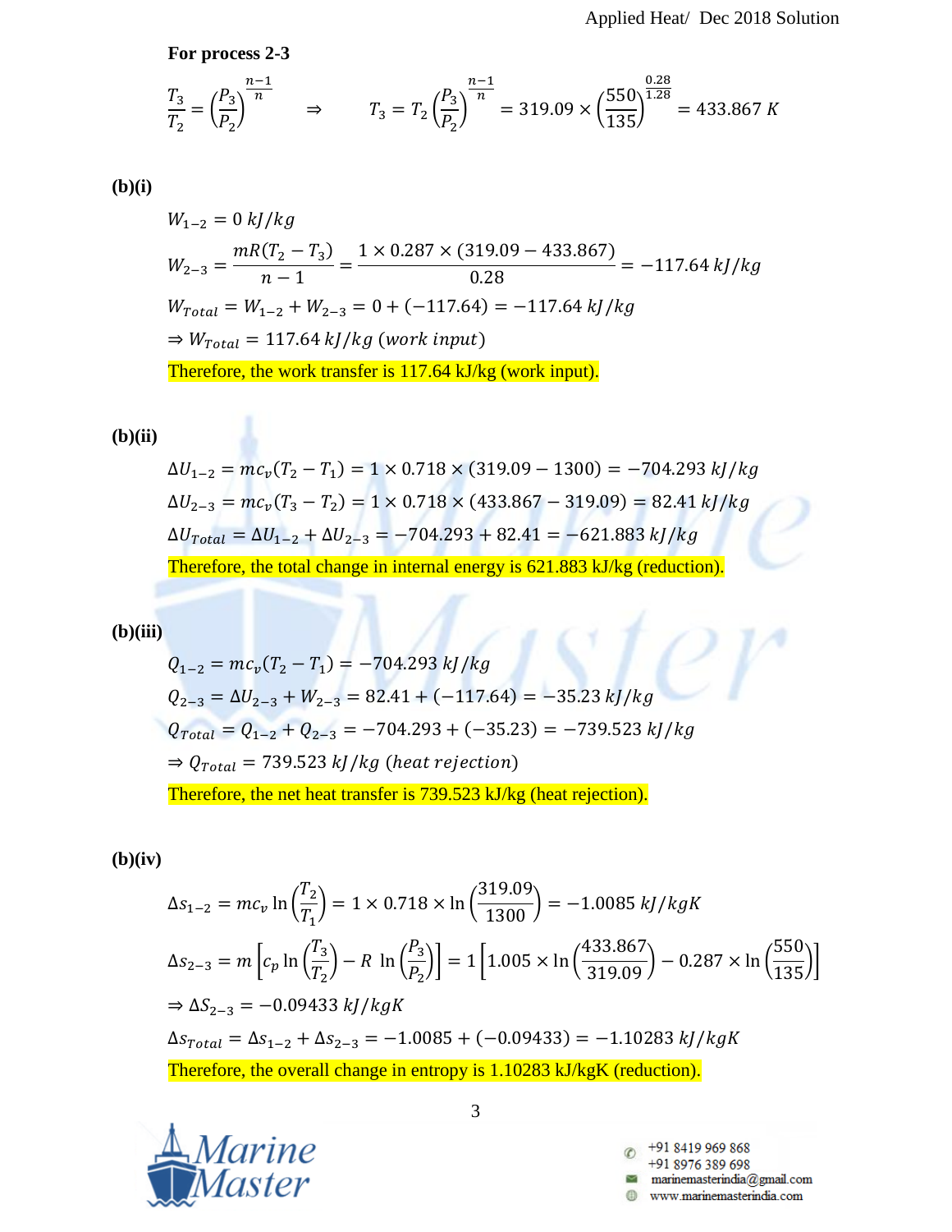**For process 2-3**

$$\frac{T_3}{T_2} = \left(\frac{P_3}{P_2}\right)^{\frac{n-1}{n}} \quad \Rightarrow \quad T_3 = T_2\left(\frac{P_3}{P_2}\right)^{\frac{n-1}{n}} = 319.09 \times \left(\frac{550}{135}\right)^{\frac{0.28}{1.28}} = 433.867\ K$$

**(b)(i)**

$$W_{1-2} = 0\ kJ/kg$$

$$W_{2-3} = \frac{mR(T_2 - T_3)}{n-1} = \frac{1 \times 0.287 \times (319.09 - 433.867)}{0.28} = -117.64\ kJ/kg$$

$$W_{Total} = W_{1-2} + W_{2-3} = 0 + (-117.64) = -117.64\ kJ/kg$$

$$\Rightarrow W_{Total} = 117.64\ kJ/kg\ (work\ input)$$

Therefore, the work transfer is 117.64 kJ/kg (work input).

**(b)(ii)**

$$\Delta U_{1-2} = mc_v(T_2 - T_1) = 1 \times 0.718 \times (319.09 - 1300) = -704.293\ kJ/kg$$

$$\Delta U_{2-3} = mc_v(T_3 - T_2) = 1 \times 0.718 \times (433.867 - 319.09) = 82.41\ kJ/kg$$

$$\Delta U_{Total} = \Delta U_{1-2} + \Delta U_{2-3} = -704.293 + 82.41 = -621.883\ kJ/kg$$

Therefore, the total change in internal energy is 621.883 kJ/kg (reduction).

**(b)(iii)**

$$Q_{1-2} = mc_v(T_2 - T_1) = -704.293\ kJ/kg$$

$$Q_{2-3} = \Delta U_{2-3} + W_{2-3} = 82.41 + (-117.64) = -35.23\ kJ/kg$$

$$Q_{Total} = Q_{1-2} + Q_{2-3} = -704.293 + (-35.23) = -739.523\ kJ/kg$$

$$\Rightarrow Q_{Total} = 739.523\ kJ/kg\ (heat\ rejection)$$

Therefore, the net heat transfer is 739.523 kJ/kg (heat rejection).

**(b)(iv)**

$$\Delta s_{1-2} = mc_v \ln\left(\frac{T_2}{T_1}\right) = 1 \times 0.718 \times \ln\left(\frac{319.09}{1300}\right) = -1.0085\ kJ/kgK$$

$$\Delta s_{2-3} = m\left[c_p \ln\left(\frac{T_3}{T_2}\right) - R\ \ln\left(\frac{P_3}{P_2}\right)\right] = 1\left[1.005 \times \ln\left(\frac{433.867}{319.09}\right) - 0.287 \times \ln\left(\frac{550}{135}\right)\right]$$

$$\Rightarrow \Delta S_{2-3} = -0.09433\ kJ/kgK$$

$$\Delta s_{Total} = \Delta s_{1-2} + \Delta s_{2-3} = -1.0085 + (-0.09433) = -1.10283\ kJ/kgK$$

Therefore, the overall change in entropy is 1.10283 kJ/kgK (reduction).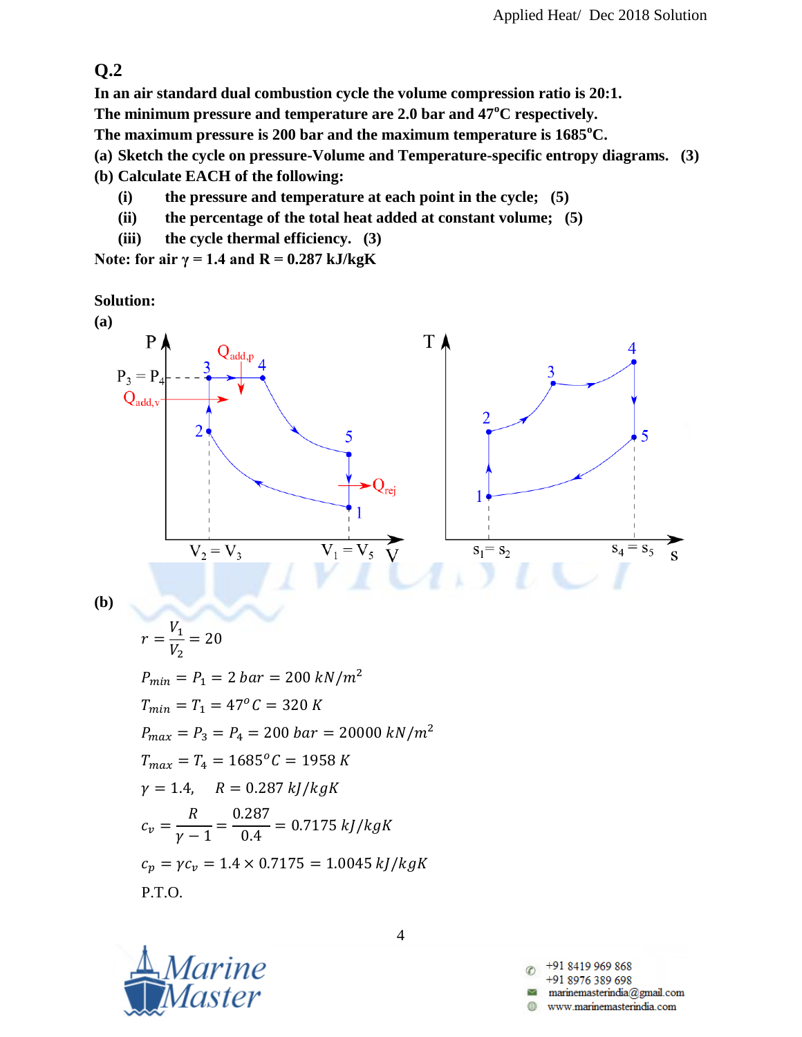## Q.2

**In an air standard dual combustion cycle the volume compression ratio is 20:1.**
**The minimum pressure and temperature are 2.0 bar and 47°C respectively.**
**The maximum pressure is 200 bar and the maximum temperature is 1685°C.**

**(a) Sketch the cycle on pressure-Volume and Temperature-specific entropy diagrams. (3)**

**(b) Calculate EACH of the following:**

- **(i) the pressure and temperature at each point in the cycle; (5)**
- **(ii) the percentage of the total heat added at constant volume; (5)**
- **(iii) the cycle thermal efficiency. (3)**

**Note: for air $\gamma = 1.4$ and $R = 0.287$ kJ/kgK**

**Solution:**

**(a)**

**(b)**

$$r = \frac{V_1}{V_2} = 20$$

$$P_{min} = P_1 = 2\ bar = 200\ kN/m^2$$

$$T_{min} = T_1 = 47^o C = 320\ K$$

$$P_{max} = P_3 = P_4 = 200\ bar = 20000\ kN/m^2$$

$$T_{max} = T_4 = 1685^o C = 1958\ K$$

$$\gamma = 1.4, \quad R = 0.287\ kJ/kgK$$

$$c_v = \frac{R}{\gamma - 1} = \frac{0.287}{0.4} = 0.7175\ kJ/kgK$$

$$c_p = \gamma c_v = 1.4 \times 0.7175 = 1.0045\ kJ/kgK$$

P.T.O.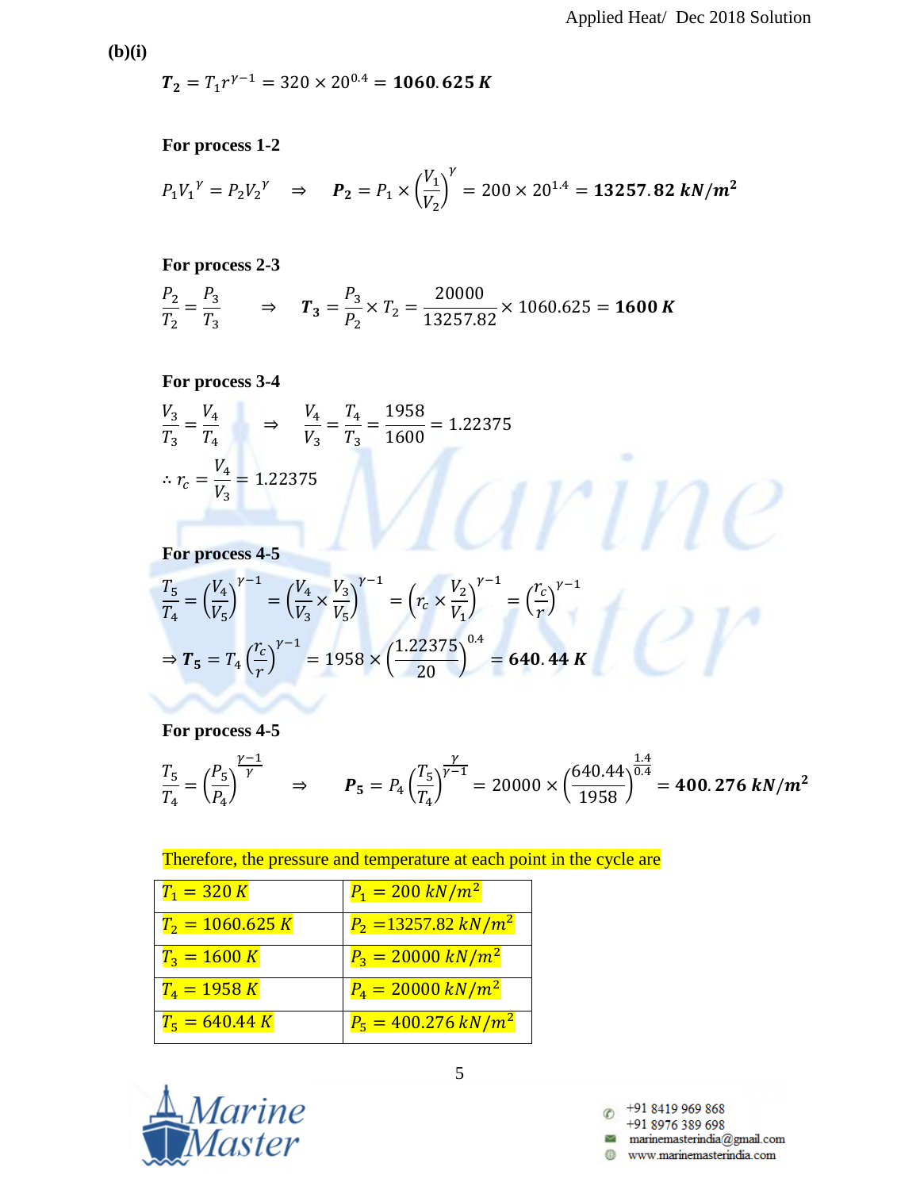**(b)(i)**

$$\boldsymbol{T_2} = T_1 r^{\gamma-1} = 320 \times 20^{0.4} = \mathbf{1060.625\ K}$$

**For process 1-2**

$$P_1{V_1}^{\gamma} = P_2{V_2}^{\gamma} \quad \Rightarrow \quad \boldsymbol{P_2} = P_1 \times \left(\frac{V_1}{V_2}\right)^{\gamma} = 200 \times 20^{1.4} = \mathbf{13257.82\ kN/m^2}$$

**For process 2-3**

$$\frac{P_2}{T_2} = \frac{P_3}{T_3} \quad \Rightarrow \quad \boldsymbol{T_3} = \frac{P_3}{P_2} \times T_2 = \frac{20000}{13257.82} \times 1060.625 = \mathbf{1600\ K}$$

**For process 3-4**

$$\frac{V_3}{T_3} = \frac{V_4}{T_4} \quad \Rightarrow \quad \frac{V_4}{V_3} = \frac{T_4}{T_3} = \frac{1958}{1600} = 1.22375$$

$$\therefore r_c = \frac{V_4}{V_3} = 1.22375$$

**For process 4-5**

$$\frac{T_5}{T_4} = \left(\frac{V_4}{V_5}\right)^{\gamma-1} = \left(\frac{V_4}{V_3} \times \frac{V_3}{V_5}\right)^{\gamma-1} = \left(r_c \times \frac{V_2}{V_1}\right)^{\gamma-1} = \left(\frac{r_c}{r}\right)^{\gamma-1}$$

$$\Rightarrow \boldsymbol{T_5} = T_4\left(\frac{r_c}{r}\right)^{\gamma-1} = 1958 \times \left(\frac{1.22375}{20}\right)^{0.4} = \mathbf{640.44\ K}$$

**For process 4-5**

$$\frac{T_5}{T_4} = \left(\frac{P_5}{P_4}\right)^{\frac{\gamma-1}{\gamma}} \quad \Rightarrow \quad \boldsymbol{P_5} = P_4\left(\frac{T_5}{T_4}\right)^{\frac{\gamma}{\gamma-1}} = 20000 \times \left(\frac{640.44}{1958}\right)^{\frac{1.4}{0.4}} = \mathbf{400.276\ kN/m^2}$$

Therefore, the pressure and temperature at each point in the cycle are

| | |
|---|---|
| $T_1 = 320\ K$ | $P_1 = 200\ kN/m^2$ |
| $T_2 = 1060.625\ K$ | $P_2 = 13257.82\ kN/m^2$ |
| $T_3 = 1600\ K$ | $P_3 = 20000\ kN/m^2$ |
| $T_4 = 1958\ K$ | $P_4 = 20000\ kN/m^2$ |
| $T_5 = 640.44\ K$ | $P_5 = 400.276\ kN/m^2$ |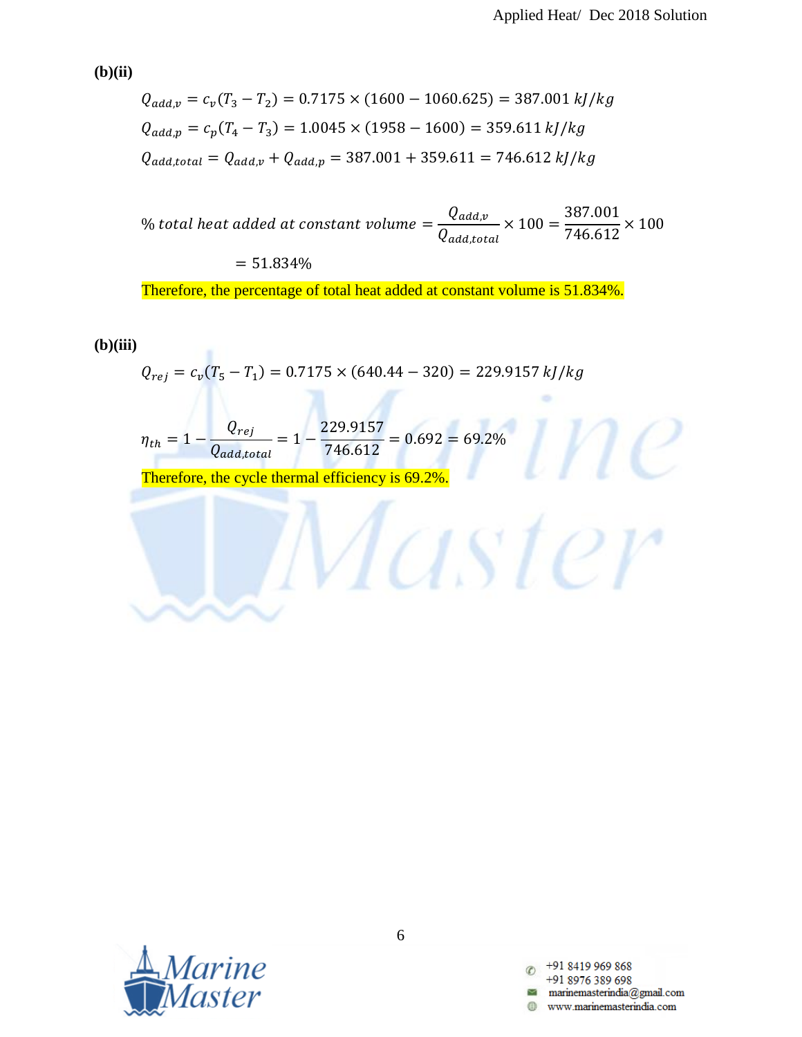**(b)(ii)**

$$Q_{add,v} = c_v(T_3 - T_2) = 0.7175 \times (1600 - 1060.625) = 387.001\ kJ/kg$$

$$Q_{add,p} = c_p(T_4 - T_3) = 1.0045 \times (1958 - 1600) = 359.611\ kJ/kg$$

$$Q_{add,total} = Q_{add,v} + Q_{add,p} = 387.001 + 359.611 = 746.612\ kJ/kg$$

$$\%\ total\ heat\ added\ at\ constant\ volume = \frac{Q_{add,v}}{Q_{add,total}} \times 100 = \frac{387.001}{746.612} \times 100$$

$$= 51.834\%$$

Therefore, the percentage of total heat added at constant volume is 51.834%.

**(b)(iii)**

$$Q_{rej} = c_v(T_5 - T_1) = 0.7175 \times (640.44 - 320) = 229.9157\ kJ/kg$$

$$\eta_{th} = 1 - \frac{Q_{rej}}{Q_{add,total}} = 1 - \frac{229.9157}{746.612} = 0.692 = 69.2\%$$

Therefore, the cycle thermal efficiency is 69.2%.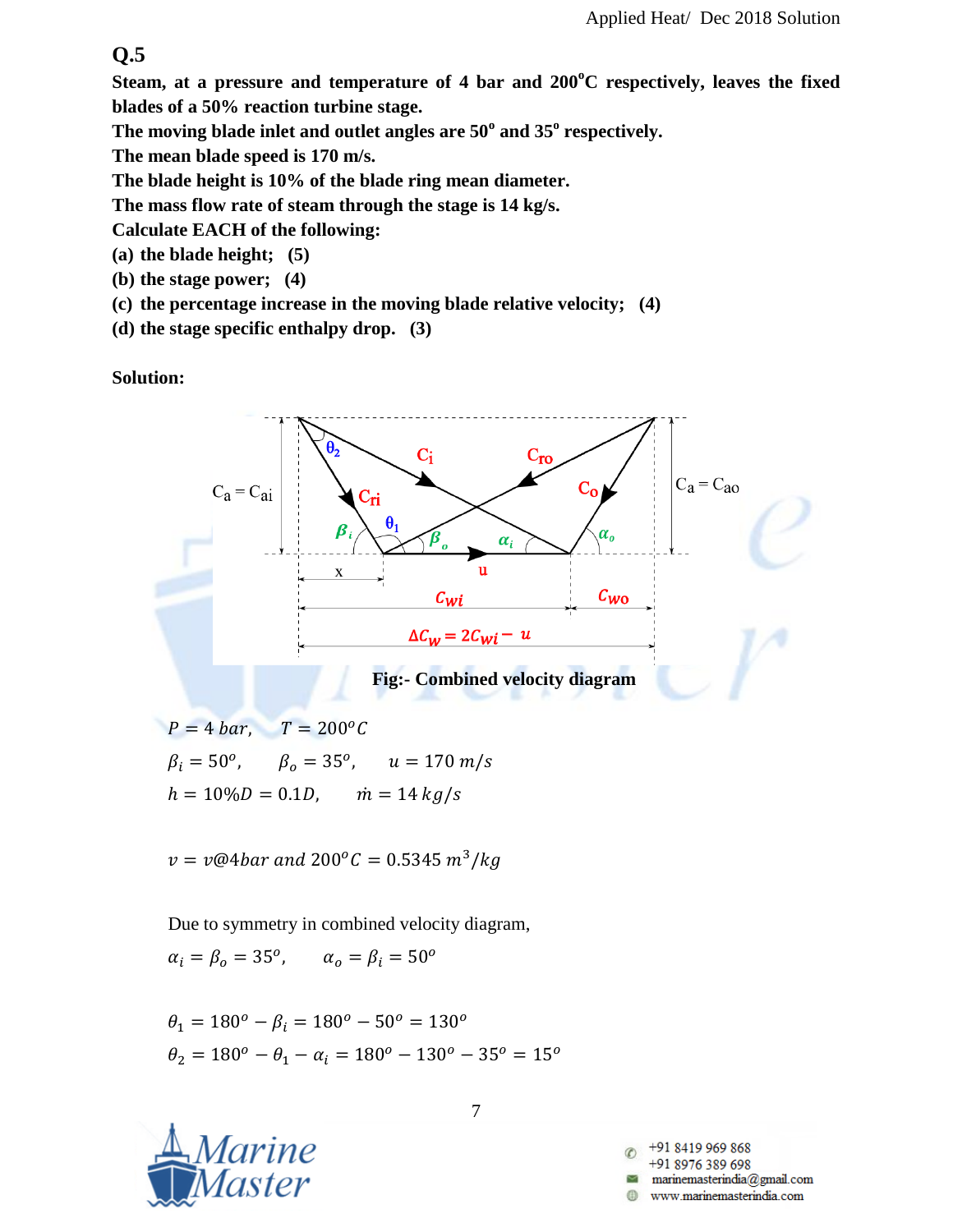## Q.5

**Steam, at a pressure and temperature of 4 bar and 200°C respectively, leaves the fixed blades of a 50% reaction turbine stage.**

**The moving blade inlet and outlet angles are 50° and 35° respectively.**

**The mean blade speed is 170 m/s.**

**The blade height is 10% of the blade ring mean diameter.**

**The mass flow rate of steam through the stage is 14 kg/s.**

**Calculate EACH of the following:**

**(a) the blade height; (5)**

**(b) the stage power; (4)**

**(c) the percentage increase in the moving blade relative velocity; (4)**

**(d) the stage specific enthalpy drop. (3)**

**Solution:**

**Fig:- Combined velocity diagram**

$$P = 4\ bar, \quad T = 200^o C$$

$$\beta_i = 50^o, \quad \beta_o = 35^o, \quad u = 170\ m/s$$

$$h = 10\%D = 0.1D, \quad \dot{m} = 14\ kg/s$$

$$v = v@4bar\ and\ 200^o C = 0.5345\ m^3/kg$$

Due to symmetry in combined velocity diagram,

$$\alpha_i = \beta_o = 35^o, \quad \alpha_o = \beta_i = 50^o$$

$$\theta_1 = 180^o - \beta_i = 180^o - 50^o = 130^o$$

$$\theta_2 = 180^o - \theta_1 - \alpha_i = 180^o - 130^o - 35^o = 15^o$$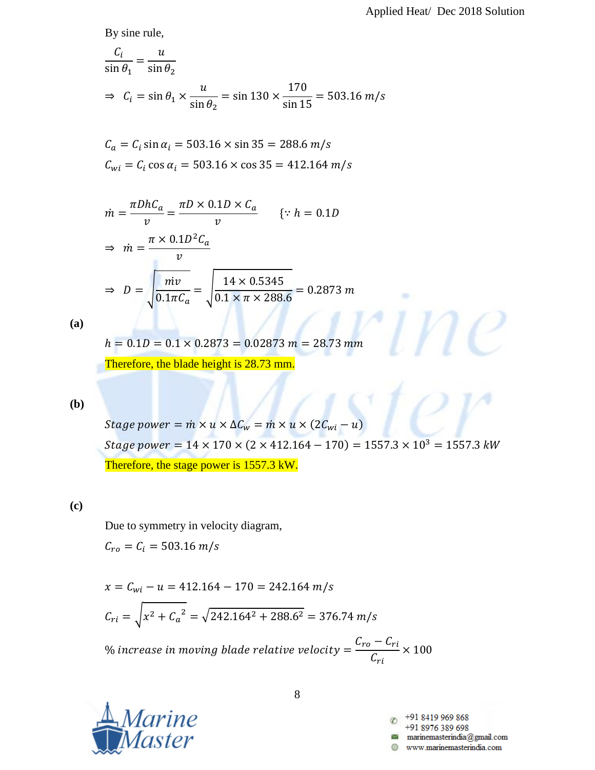By sine rule,

$$\frac{C_i}{\sin\theta_1} = \frac{u}{\sin\theta_2}$$

$$\Rightarrow \; C_i = \sin\theta_1 \times \frac{u}{\sin\theta_2} = \sin 130 \times \frac{170}{\sin 15} = 503.16\ m/s$$

$$C_a = C_i \sin\alpha_i = 503.16 \times \sin 35 = 288.6\ m/s$$

$$C_{wi} = C_i \cos\alpha_i = 503.16 \times \cos 35 = 412.164\ m/s$$

$$\dot{m} = \frac{\pi D h C_a}{v} = \frac{\pi D \times 0.1D \times C_a}{v} \qquad \{\because h = 0.1D$$

$$\Rightarrow \; \dot{m} = \frac{\pi \times 0.1D^2 C_a}{v}$$

$$\Rightarrow \; D = \sqrt{\frac{\dot{m}v}{0.1\pi C_a}} = \sqrt{\frac{14 \times 0.5345}{0.1 \times \pi \times 288.6}} = 0.2873\ m$$

**(a)**

$$h = 0.1D = 0.1 \times 0.2873 = 0.02873\ m = 28.73\ mm$$

Therefore, the blade height is 28.73 mm.

**(b)**

$$Stage\ power = \dot{m} \times u \times \Delta C_w = \dot{m} \times u \times (2C_{wi} - u)$$

$$Stage\ power = 14 \times 170 \times (2 \times 412.164 - 170) = 1557.3 \times 10^3 = 1557.3\ kW$$

Therefore, the stage power is 1557.3 kW.

**(c)**

Due to symmetry in velocity diagram,

$$C_{ro} = C_i = 503.16\ m/s$$

$$x = C_{wi} - u = 412.164 - 170 = 242.164\ m/s$$

$$C_{ri} = \sqrt{x^2 + {C_a}^2} = \sqrt{242.164^2 + 288.6^2} = 376.74\ m/s$$

$$\%\ increase\ in\ moving\ blade\ relative\ velocity = \frac{C_{ro} - C_{ri}}{C_{ri}} \times 100$$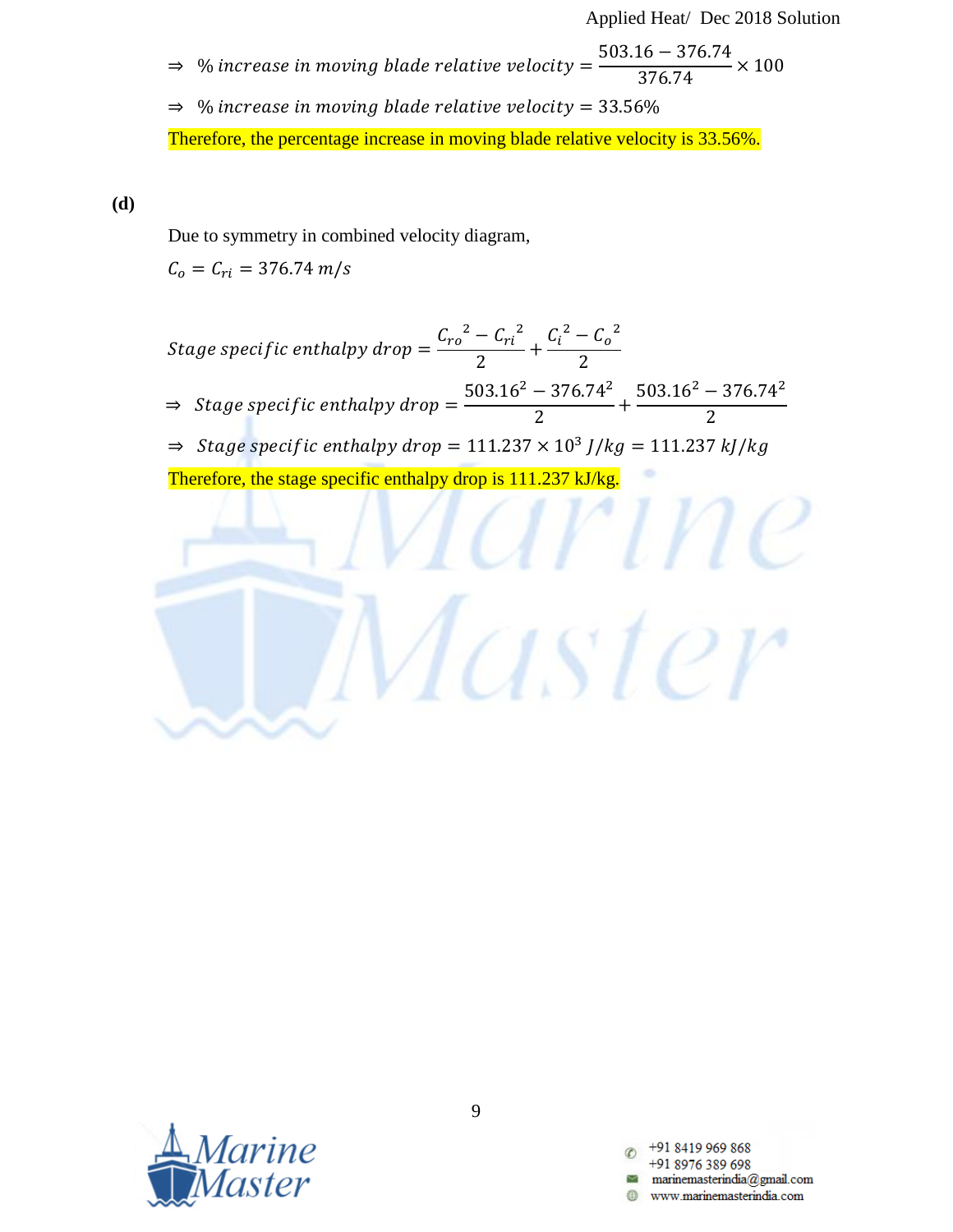$$\Rightarrow \ \% \ increase \ in \ moving \ blade \ relative \ velocity = \frac{503.16 - 376.74}{376.74} \times 100$$

$$\Rightarrow \ \% \ increase \ in \ moving \ blade \ relative \ velocity = 33.56\%$$

Therefore, the percentage increase in moving blade relative velocity is 33.56%.

**(d)**

Due to symmetry in combined velocity diagram,

$C_o = C_{ri} = 376.74 \ m/s$

$$Stage \ specific \ enthalpy \ drop = \frac{{C_{ro}}^2 - {C_{ri}}^2}{2} + \frac{{C_i}^2 - {C_o}^2}{2}$$

$$\Rightarrow \ Stage \ specific \ enthalpy \ drop = \frac{503.16^2 - 376.74^2}{2} + \frac{503.16^2 - 376.74^2}{2}$$

$$\Rightarrow \ Stage \ specific \ enthalpy \ drop = 111.237 \times 10^3 \ J/kg = 111.237 \ kJ/kg$$

Therefore, the stage specific enthalpy drop is 111.237 kJ/kg.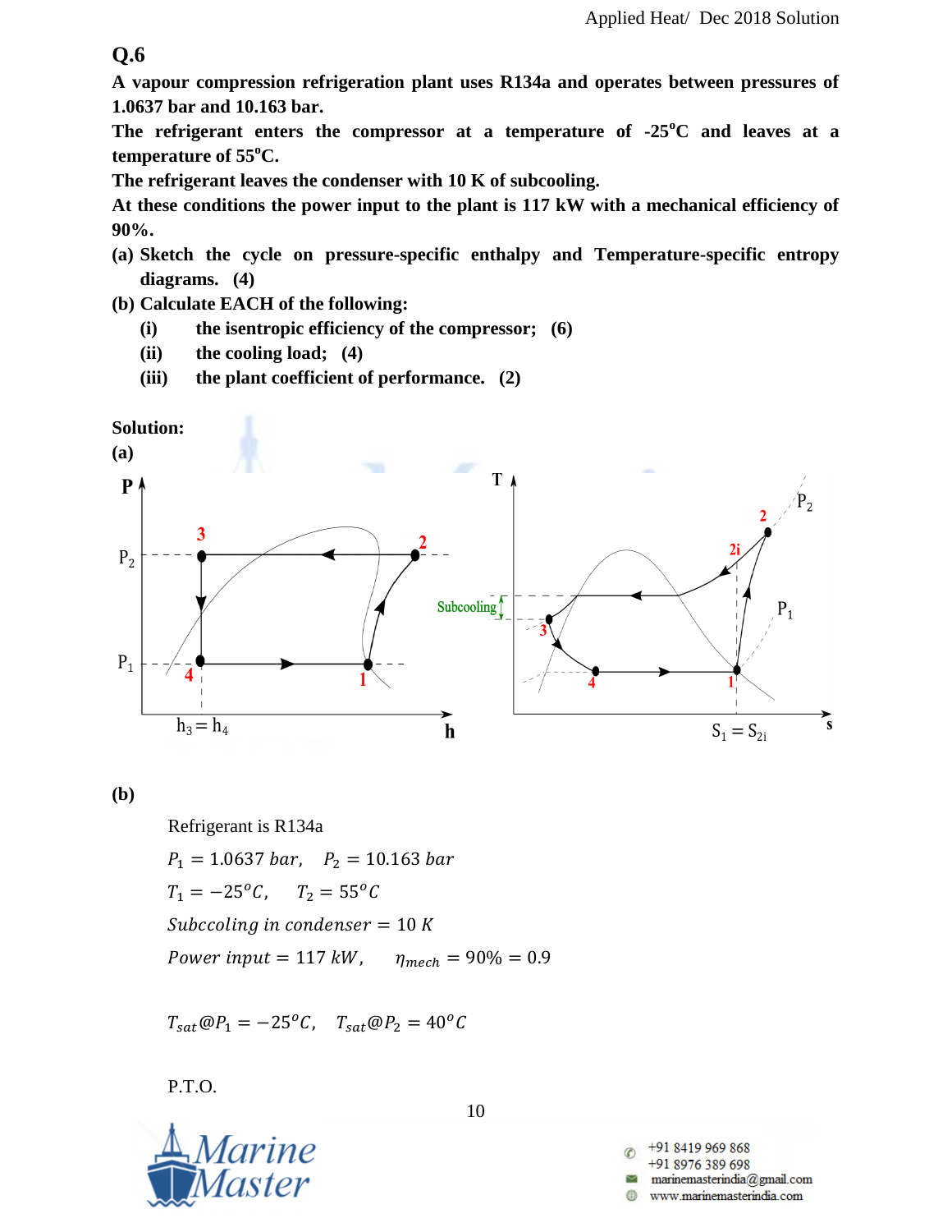## Q.6

**A vapour compression refrigeration plant uses R134a and operates between pressures of 1.0637 bar and 10.163 bar.**

**The refrigerant enters the compressor at a temperature of -25°C and leaves at a temperature of 55°C.**

**The refrigerant leaves the condenser with 10 K of subcooling.**

**At these conditions the power input to the plant is 117 kW with a mechanical efficiency of 90%.**

**(a) Sketch the cycle on pressure-specific enthalpy and Temperature-specific entropy diagrams. (4)**

**(b) Calculate EACH of the following:**

- **(i) the isentropic efficiency of the compressor; (6)**
- **(ii) the cooling load; (4)**
- **(iii) the plant coefficient of performance. (2)**

**Solution:**

**(a)**

**(b)**

Refrigerant is R134a

$P_1 = 1.0637\ bar, \quad P_2 = 10.163\ bar$

$T_1 = -25^oC, \quad T_2 = 55^oC$

$Subccoling\ in\ condenser = 10\ K$

$Power\ input = 117\ kW, \quad \eta_{mech} = 90\% = 0.9$

$T_{sat}@P_1 = -25^oC, \quad T_{sat}@P_2 = 40^oC$

P.T.O.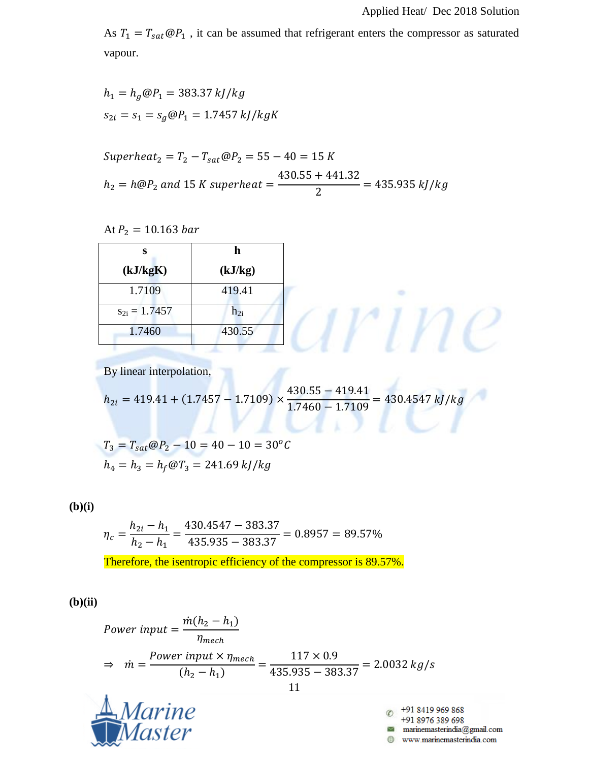As $T_1 = T_{sat}@P_1$ , it can be assumed that refrigerant enters the compressor as saturated vapour.

$$h_1 = h_g@P_1 = 383.37\ kJ/kg$$

$$s_{2i} = s_1 = s_g@P_1 = 1.7457\ kJ/kgK$$

$$Superheat_2 = T_2 - T_{sat}@P_2 = 55 - 40 = 15\ K$$

$$h_2 = h@P_2\ and\ 15\ K\ superheat = \frac{430.55 + 441.32}{2} = 435.935\ kJ/kg$$

At $P_2 = 10.163\ bar$

| **s (kJ/kgK)** | **h (kJ/kg)** |
|---|---|
| 1.7109 | 419.41 |
| $s_{2i}$ = 1.7457 | $h_{2i}$ |
| 1.7460 | 430.55 |

By linear interpolation,

$$h_{2i} = 419.41 + (1.7457 - 1.7109) \times \frac{430.55 - 419.41}{1.7460 - 1.7109} = 430.4547\ kJ/kg$$

$$T_3 = T_{sat}@P_2 - 10 = 40 - 10 = 30^oC$$

$$h_4 = h_3 = h_f@T_3 = 241.69\ kJ/kg$$

**(b)(i)**

$$\eta_c = \frac{h_{2i} - h_1}{h_2 - h_1} = \frac{430.4547 - 383.37}{435.935 - 383.37} = 0.8957 = 89.57\%$$

Therefore, the isentropic efficiency of the compressor is 89.57%.

**(b)(ii)**

$$Power\ input = \frac{\dot{m}(h_2 - h_1)}{\eta_{mech}}$$

$$\Rightarrow \quad \dot{m} = \frac{Power\ input \times \eta_{mech}}{(h_2 - h_1)} = \frac{117 \times 0.9}{435.935 - 383.37} = 2.0032\ kg/s$$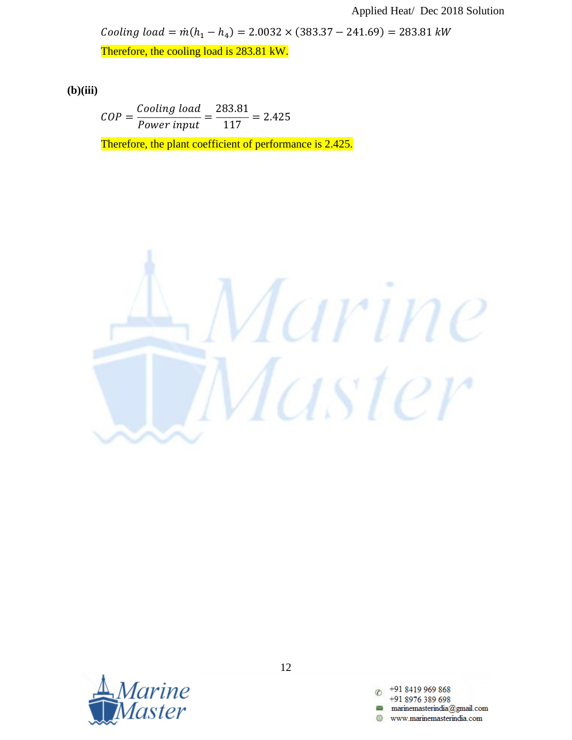$$Cooling\ load = \dot{m}(h_1 - h_4) = 2.0032 \times (383.37 - 241.69) = 283.81\ kW$$

Therefore, the cooling load is 283.81 kW.

**(b)(iii)**

$$COP = \frac{Cooling\ load}{Power\ input} = \frac{283.81}{117} = 2.425$$

Therefore, the plant coefficient of performance is 2.425.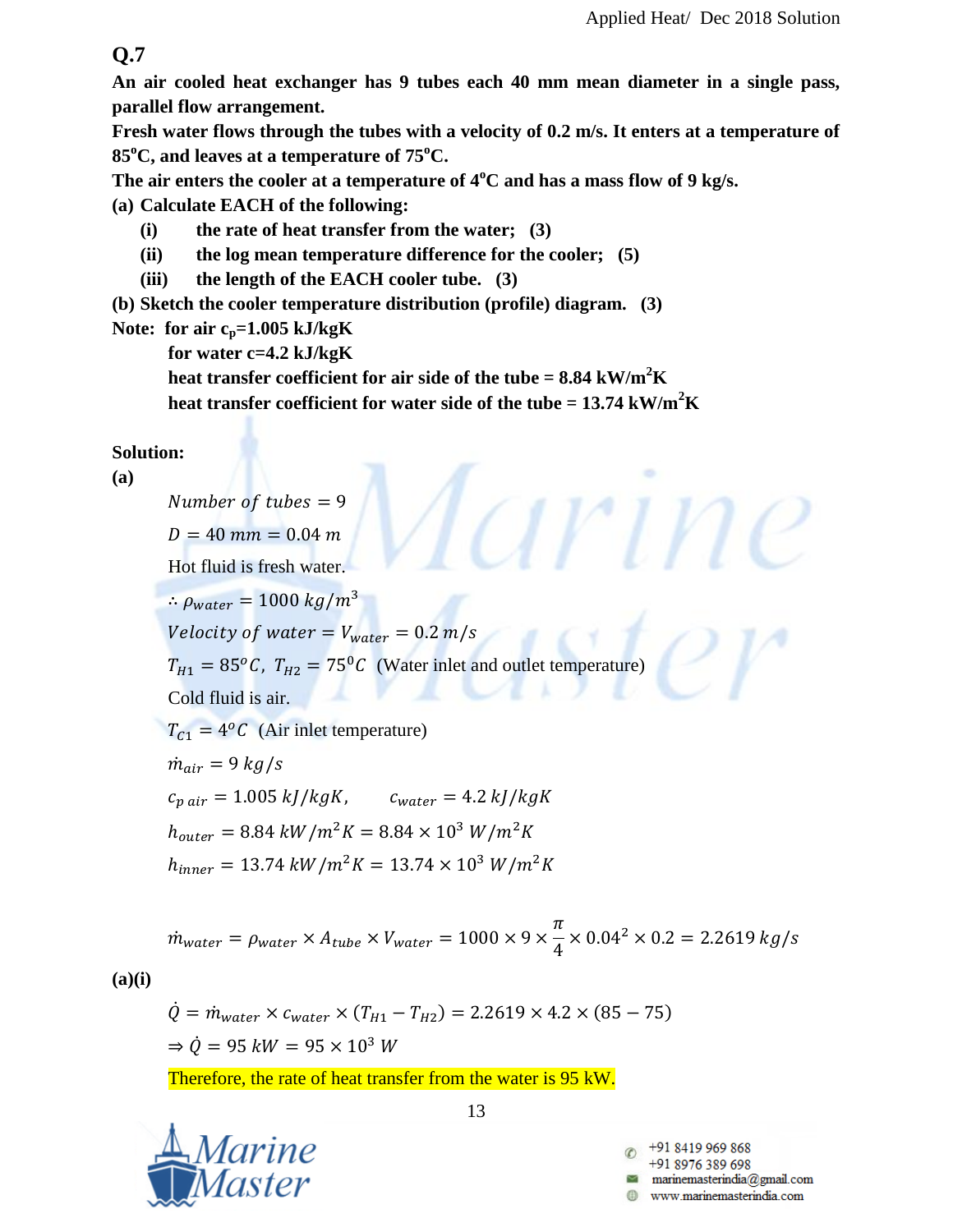## Q.7

**An air cooled heat exchanger has 9 tubes each 40 mm mean diameter in a single pass, parallel flow arrangement.**

**Fresh water flows through the tubes with a velocity of 0.2 m/s. It enters at a temperature of 85°C, and leaves at a temperature of 75°C.**

**The air enters the cooler at a temperature of 4°C and has a mass flow of 9 kg/s.**

**(a) Calculate EACH of the following:**

- **(i) the rate of heat transfer from the water; (3)**
- **(ii) the log mean temperature difference for the cooler; (5)**
- **(iii) the length of the EACH cooler tube. (3)**

**(b) Sketch the cooler temperature distribution (profile) diagram. (3)**

**Note: for air $c_p$=1.005 kJ/kgK**

**for water c=4.2 kJ/kgK**

**heat transfer coefficient for air side of the tube = 8.84 kW/m²K**

**heat transfer coefficient for water side of the tube = 13.74 kW/m²K**

**Solution:**

**(a)**

$Number\ of\ tubes = 9$

$D = 40\ mm = 0.04\ m$

Hot fluid is fresh water.

$\therefore \rho_{water} = 1000\ kg/m^3$

$Velocity\ of\ water = V_{water} = 0.2\ m/s$

$T_{H1} = 85^oC,\ T_{H2} = 75^0C$ (Water inlet and outlet temperature)

Cold fluid is air.

$T_{C1} = 4^oC$ (Air inlet temperature)

$\dot{m}_{air} = 9\ kg/s$

$c_{p\ air} = 1.005\ kJ/kgK, \qquad c_{water} = 4.2\ kJ/kgK$

$h_{outer} = 8.84\ kW/m^2K = 8.84 \times 10^3\ W/m^2K$

$h_{inner} = 13.74\ kW/m^2K = 13.74 \times 10^3\ W/m^2K$

$$\dot{m}_{water} = \rho_{water} \times A_{tube} \times V_{water} = 1000 \times 9 \times \frac{\pi}{4} \times 0.04^2 \times 0.2 = 2.2619\ kg/s$$

**(a)(i)**

$$\dot{Q} = \dot{m}_{water} \times c_{water} \times (T_{H1} - T_{H2}) = 2.2619 \times 4.2 \times (85 - 75)$$

$$\Rightarrow \dot{Q} = 95\ kW = 95 \times 10^3\ W$$

Therefore, the rate of heat transfer from the water is 95 kW.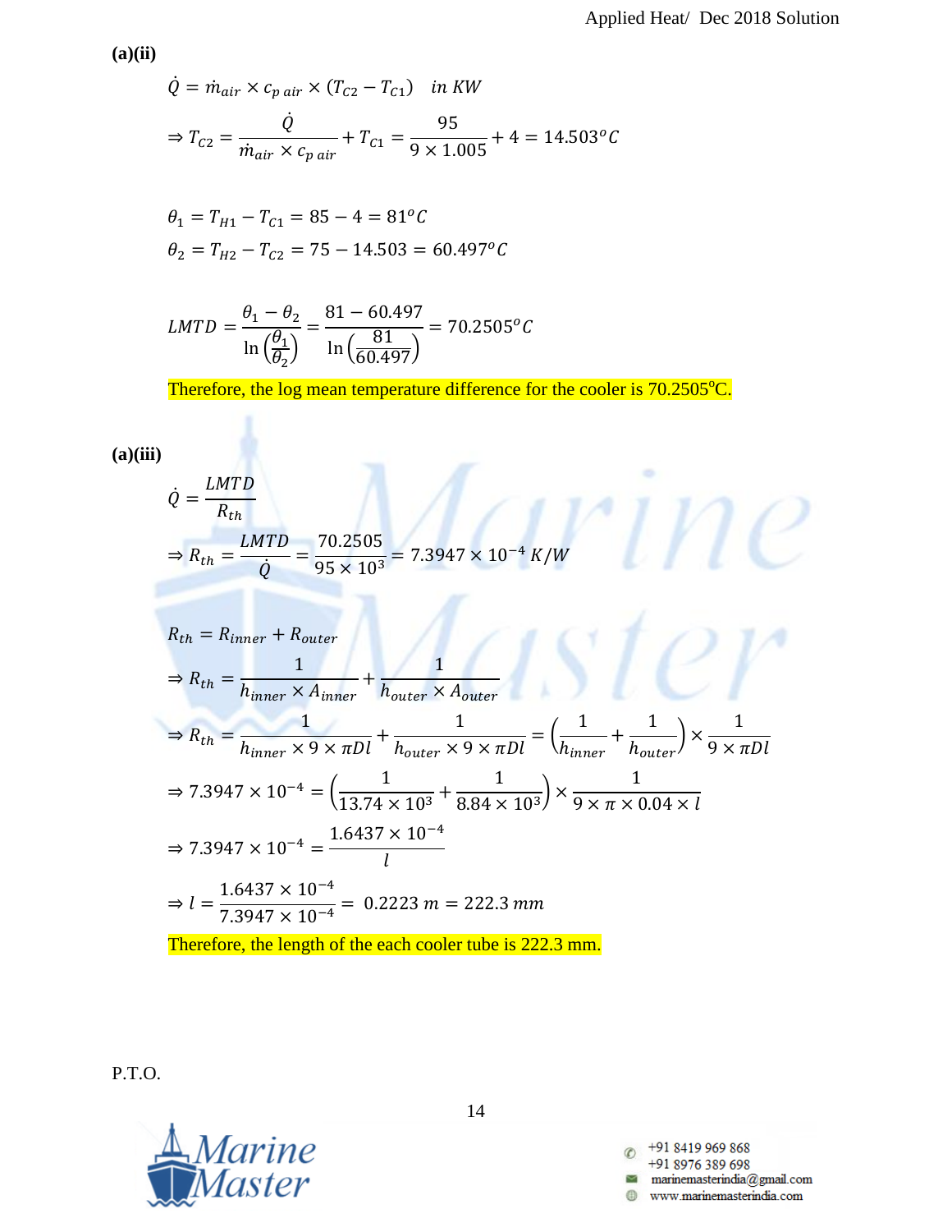**(a)(ii)**

$$\dot{Q} = \dot{m}_{air} \times c_{p\ air} \times (T_{C2} - T_{C1}) \quad in\ KW$$

$$\Rightarrow T_{C2} = \frac{\dot{Q}}{\dot{m}_{air} \times c_{p\ air}} + T_{C1} = \frac{95}{9 \times 1.005} + 4 = 14.503^{o}C$$

$$\theta_1 = T_{H1} - T_{C1} = 85 - 4 = 81^{o}C$$

$$\theta_2 = T_{H2} - T_{C2} = 75 - 14.503 = 60.497^{o}C$$

$$LMTD = \frac{\theta_1 - \theta_2}{\ln\left(\frac{\theta_1}{\theta_2}\right)} = \frac{81 - 60.497}{\ln\left(\frac{81}{60.497}\right)} = 70.2505^{o}C$$

Therefore, the log mean temperature difference for the cooler is 70.2505°C.

**(a)(iii)**

$$\dot{Q} = \frac{LMTD}{R_{th}}$$

$$\Rightarrow R_{th} = \frac{LMTD}{\dot{Q}} = \frac{70.2505}{95 \times 10^3} = 7.3947 \times 10^{-4}\ K/W$$

$$R_{th} = R_{inner} + R_{outer}$$

$$\Rightarrow R_{th} = \frac{1}{h_{inner} \times A_{inner}} + \frac{1}{h_{outer} \times A_{outer}}$$

$$\Rightarrow R_{th} = \frac{1}{h_{inner} \times 9 \times \pi Dl} + \frac{1}{h_{outer} \times 9 \times \pi Dl} = \left(\frac{1}{h_{inner}} + \frac{1}{h_{outer}}\right) \times \frac{1}{9 \times \pi Dl}$$

$$\Rightarrow 7.3947 \times 10^{-4} = \left(\frac{1}{13.74 \times 10^3} + \frac{1}{8.84 \times 10^3}\right) \times \frac{1}{9 \times \pi \times 0.04 \times l}$$

$$\Rightarrow 7.3947 \times 10^{-4} = \frac{1.6437 \times 10^{-4}}{l}$$

$$\Rightarrow l = \frac{1.6437 \times 10^{-4}}{7.3947 \times 10^{-4}} = 0.2223\ m = 222.3\ mm$$

Therefore, the length of the each cooler tube is 222.3 mm.

P.T.O.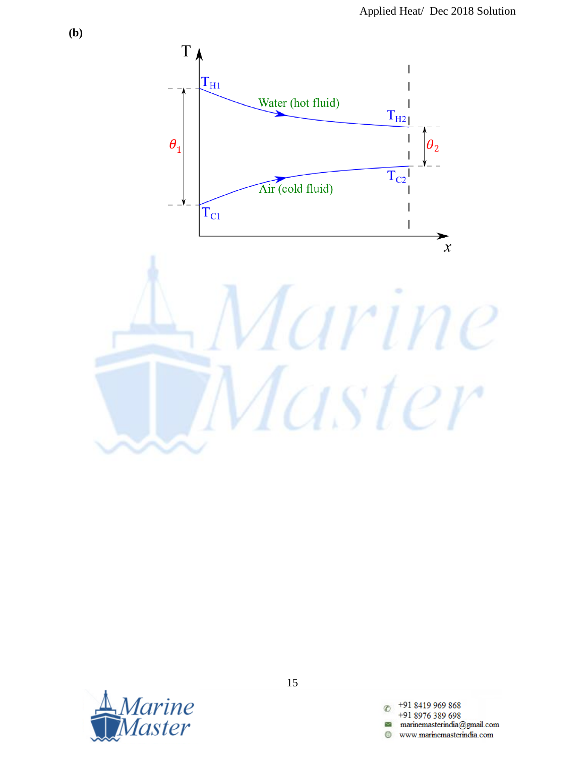**(b)**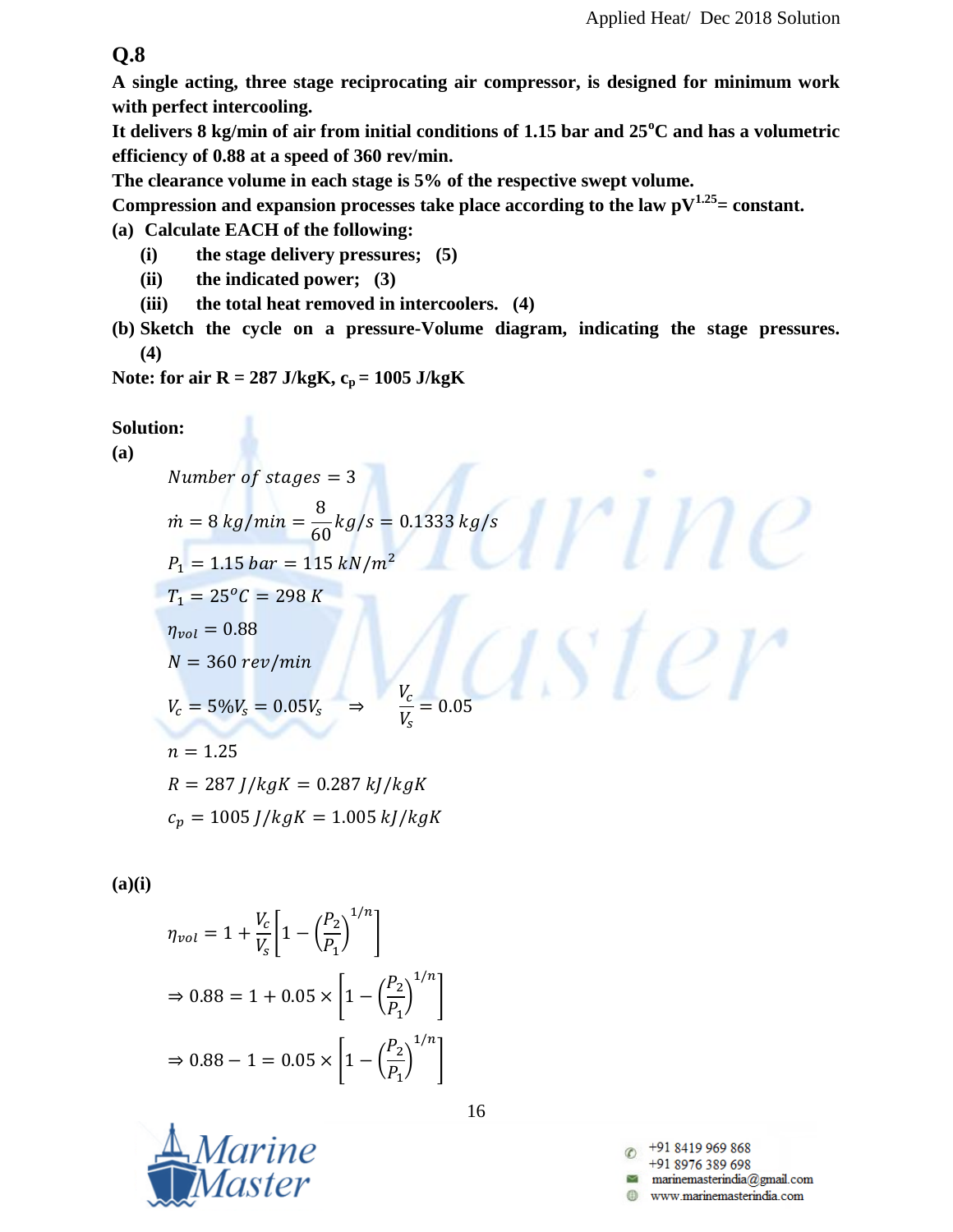## Q.8

**A single acting, three stage reciprocating air compressor, is designed for minimum work with perfect intercooling.**

**It delivers 8 kg/min of air from initial conditions of 1.15 bar and 25°C and has a volumetric efficiency of 0.88 at a speed of 360 rev/min.**

**The clearance volume in each stage is 5% of the respective swept volume.**

**Compression and expansion processes take place according to the law $pV^{1.25}$= constant.**

**(a) Calculate EACH of the following:**

- **(i) the stage delivery pressures; (5)**
- **(ii) the indicated power; (3)**
- **(iii) the total heat removed in intercoolers. (4)**

**(b) Sketch the cycle on a pressure-Volume diagram, indicating the stage pressures. (4)**

**Note: for air R = 287 J/kgK, $c_p$ = 1005 J/kgK**

**Solution:**

**(a)**

$$Number\ of\ stages = 3$$

$$\dot{m} = 8\ kg/min = \frac{8}{60} kg/s = 0.1333\ kg/s$$

$$P_1 = 1.15\ bar = 115\ kN/m^2$$

$$T_1 = 25^oC = 298\ K$$

$$\eta_{vol} = 0.88$$

$$N = 360\ rev/min$$

$$V_c = 5\%V_s = 0.05V_s \quad \Rightarrow \quad \frac{V_c}{V_s} = 0.05$$

$$n = 1.25$$

$$R = 287\ J/kgK = 0.287\ kJ/kgK$$

$$c_p = 1005\ J/kgK = 1.005\ kJ/kgK$$

**(a)(i)**

$$\eta_{vol} = 1 + \frac{V_c}{V_s}\left[1 - \left(\frac{P_2}{P_1}\right)^{1/n}\right]$$

$$\Rightarrow 0.88 = 1 + 0.05 \times \left[1 - \left(\frac{P_2}{P_1}\right)^{1/n}\right]$$

$$\Rightarrow 0.88 - 1 = 0.05 \times \left[1 - \left(\frac{P_2}{P_1}\right)^{1/n}\right]$$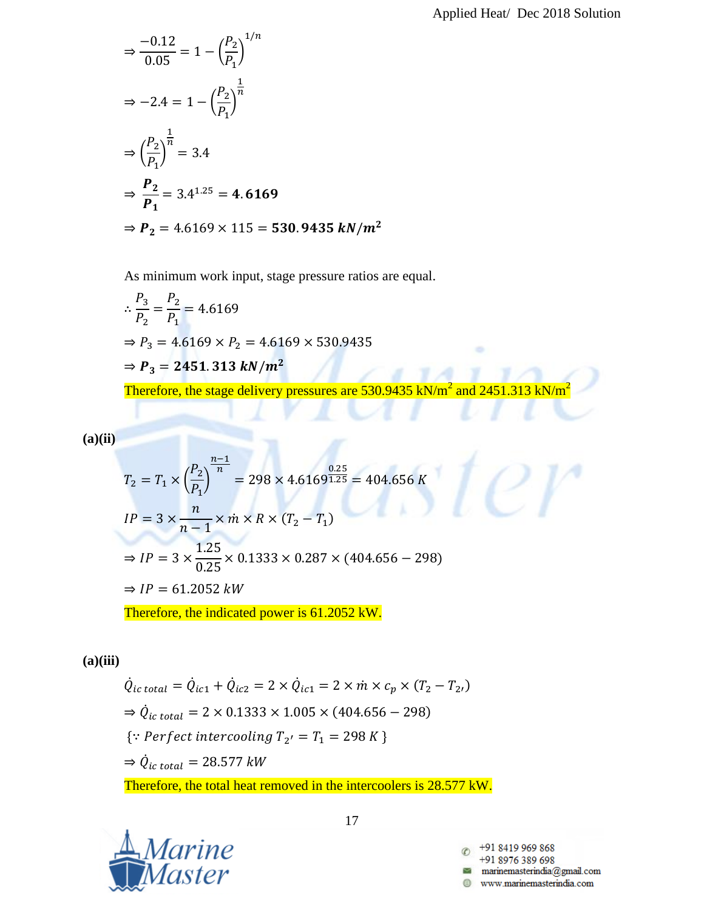$$\Rightarrow \frac{-0.12}{0.05} = 1 - \left(\frac{P_2}{P_1}\right)^{1/n}$$

$$\Rightarrow -2.4 = 1 - \left(\frac{P_2}{P_1}\right)^{\frac{1}{n}}$$

$$\Rightarrow \left(\frac{P_2}{P_1}\right)^{\frac{1}{n}} = 3.4$$

$$\Rightarrow \boldsymbol{\frac{P_2}{P_1}} = 3.4^{1.25} = \mathbf{4.6169}$$

$$\Rightarrow \boldsymbol{P_2} = 4.6169 \times 115 = \mathbf{530.9435\ kN/m^2}$$

As minimum work input, stage pressure ratios are equal.

$$\therefore \frac{P_3}{P_2} = \frac{P_2}{P_1} = 4.6169$$

$$\Rightarrow P_3 = 4.6169 \times P_2 = 4.6169 \times 530.9435$$

$$\Rightarrow \boldsymbol{P_3} = \mathbf{2451.313\ kN/m^2}$$

Therefore, the stage delivery pressures are 530.9435 kN/m$^2$ and 2451.313 kN/m$^2$

**(a)(ii)**

$$T_2 = T_1 \times \left(\frac{P_2}{P_1}\right)^{\frac{n-1}{n}} = 298 \times 4.6169^{\frac{0.25}{1.25}} = 404.656\ K$$

$$IP = 3 \times \frac{n}{n-1} \times \dot{m} \times R \times (T_2 - T_1)$$

$$\Rightarrow IP = 3 \times \frac{1.25}{0.25} \times 0.1333 \times 0.287 \times (404.656 - 298)$$

$$\Rightarrow IP = 61.2052\ kW$$

Therefore, the indicated power is 61.2052 kW.

**(a)(iii)**

$$\dot{Q}_{ic\ total} = \dot{Q}_{ic1} + \dot{Q}_{ic2} = 2 \times \dot{Q}_{ic1} = 2 \times \dot{m} \times c_p \times (T_2 - T_{2'})$$

$$\Rightarrow \dot{Q}_{ic\ total} = 2 \times 0.1333 \times 1.005 \times (404.656 - 298)$$

$$\{\because Perfect\ intercooling\ T_{2'} = T_1 = 298\ K\}$$

$$\Rightarrow \dot{Q}_{ic\ total} = 28.577\ kW$$

Therefore, the total heat removed in the intercoolers is 28.577 kW.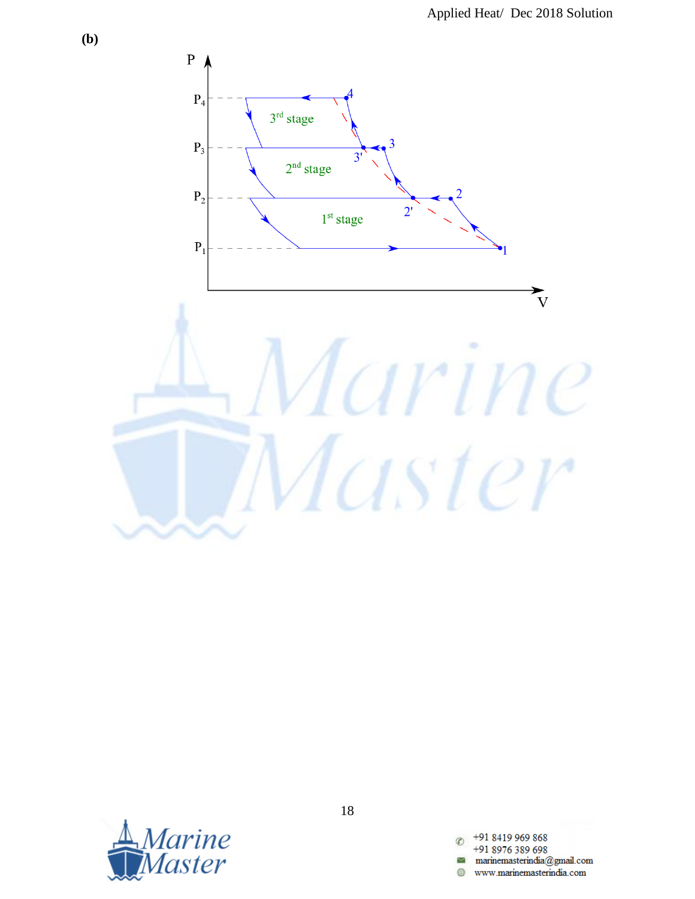**(b)**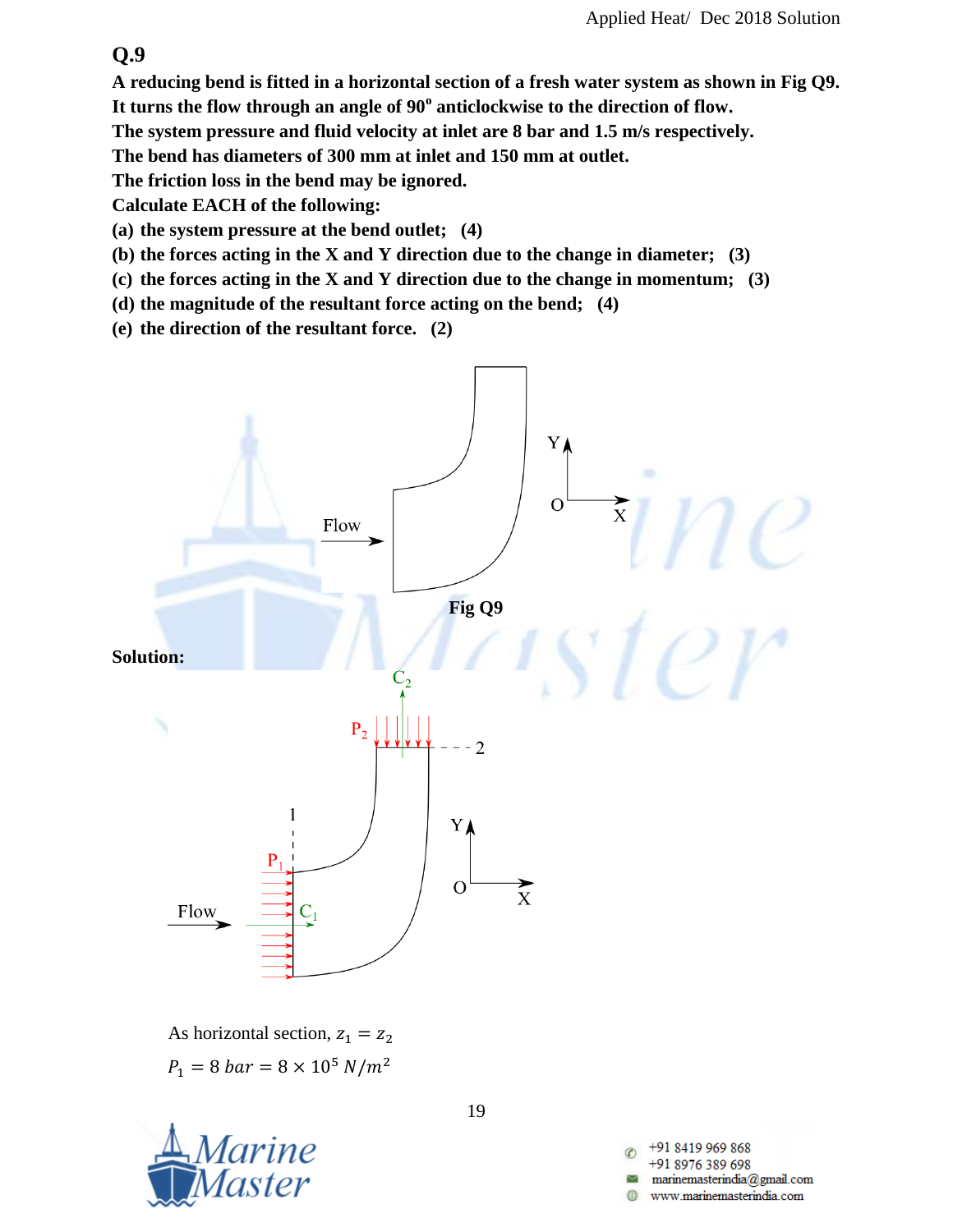## Q.9

**A reducing bend is fitted in a horizontal section of a fresh water system as shown in Fig Q9.**
**It turns the flow through an angle of 90° anticlockwise to the direction of flow.**
**The system pressure and fluid velocity at inlet are 8 bar and 1.5 m/s respectively.**
**The bend has diameters of 300 mm at inlet and 150 mm at outlet.**
**The friction loss in the bend may be ignored.**
**Calculate EACH of the following:**

**(a) the system pressure at the bend outlet; (4)**

**(b) the forces acting in the X and Y direction due to the change in diameter; (3)**

**(c) the forces acting in the X and Y direction due to the change in momentum; (3)**

**(d) the magnitude of the resultant force acting on the bend; (4)**

**(e) the direction of the resultant force. (2)**

**Fig Q9**

**Solution:**

As horizontal section, $z_1 = z_2$

$P_1 = 8\ bar = 8 \times 10^5\ N/m^2$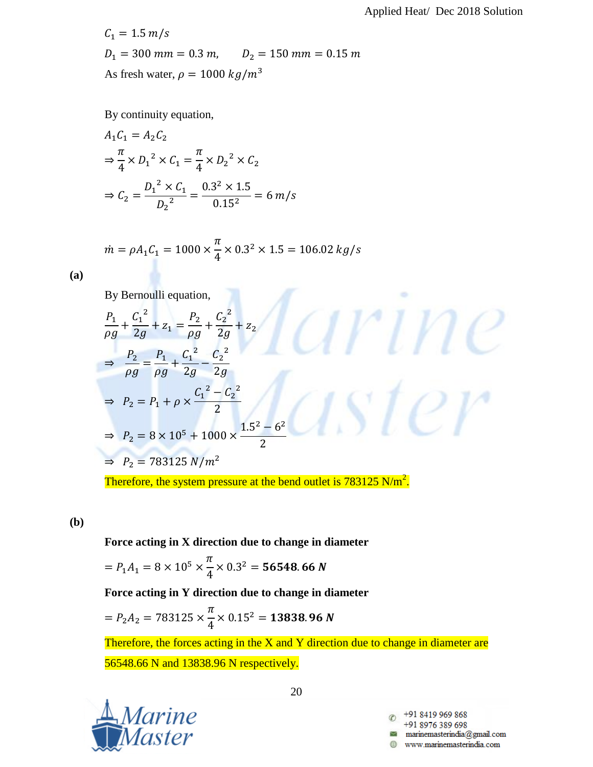$C_1 = 1.5\ m/s$

$D_1 = 300\ mm = 0.3\ m, \qquad D_2 = 150\ mm = 0.15\ m$

As fresh water, $\rho = 1000\ kg/m^3$

By continuity equation,

$$A_1C_1 = A_2C_2$$

$$\Rightarrow \frac{\pi}{4} \times {D_1}^2 \times C_1 = \frac{\pi}{4} \times {D_2}^2 \times C_2$$

$$\Rightarrow C_2 = \frac{{D_1}^2 \times C_1}{{D_2}^2} = \frac{0.3^2 \times 1.5}{0.15^2} = 6\ m/s$$

$$\dot{m} = \rho A_1 C_1 = 1000 \times \frac{\pi}{4} \times 0.3^2 \times 1.5 = 106.02\ kg/s$$

**(a)**

By Bernoulli equation,

$$\frac{P_1}{\rho g} + \frac{{C_1}^2}{2g} + z_1 = \frac{P_2}{\rho g} + \frac{{C_2}^2}{2g} + z_2$$

$$\Rightarrow \frac{P_2}{\rho g} = \frac{P_1}{\rho g} + \frac{{C_1}^2}{2g} - \frac{{C_2}^2}{2g}$$

$$\Rightarrow P_2 = P_1 + \rho \times \frac{{C_1}^2 - {C_2}^2}{2}$$

$$\Rightarrow P_2 = 8 \times 10^5 + 1000 \times \frac{1.5^2 - 6^2}{2}$$

$$\Rightarrow P_2 = 783125\ N/m^2$$

Therefore, the system pressure at the bend outlet is 783125 $N/m^2$.

**(b)**

**Force acting in X direction due to change in diameter**

$$= P_1 A_1 = 8 \times 10^5 \times \frac{\pi}{4} \times 0.3^2 = \mathbf{56548.66\ N}$$

**Force acting in Y direction due to change in diameter**

$$= P_2 A_2 = 783125 \times \frac{\pi}{4} \times 0.15^2 = \mathbf{13838.96\ N}$$

Therefore, the forces acting in the X and Y direction due to change in diameter are 56548.66 N and 13838.96 N respectively.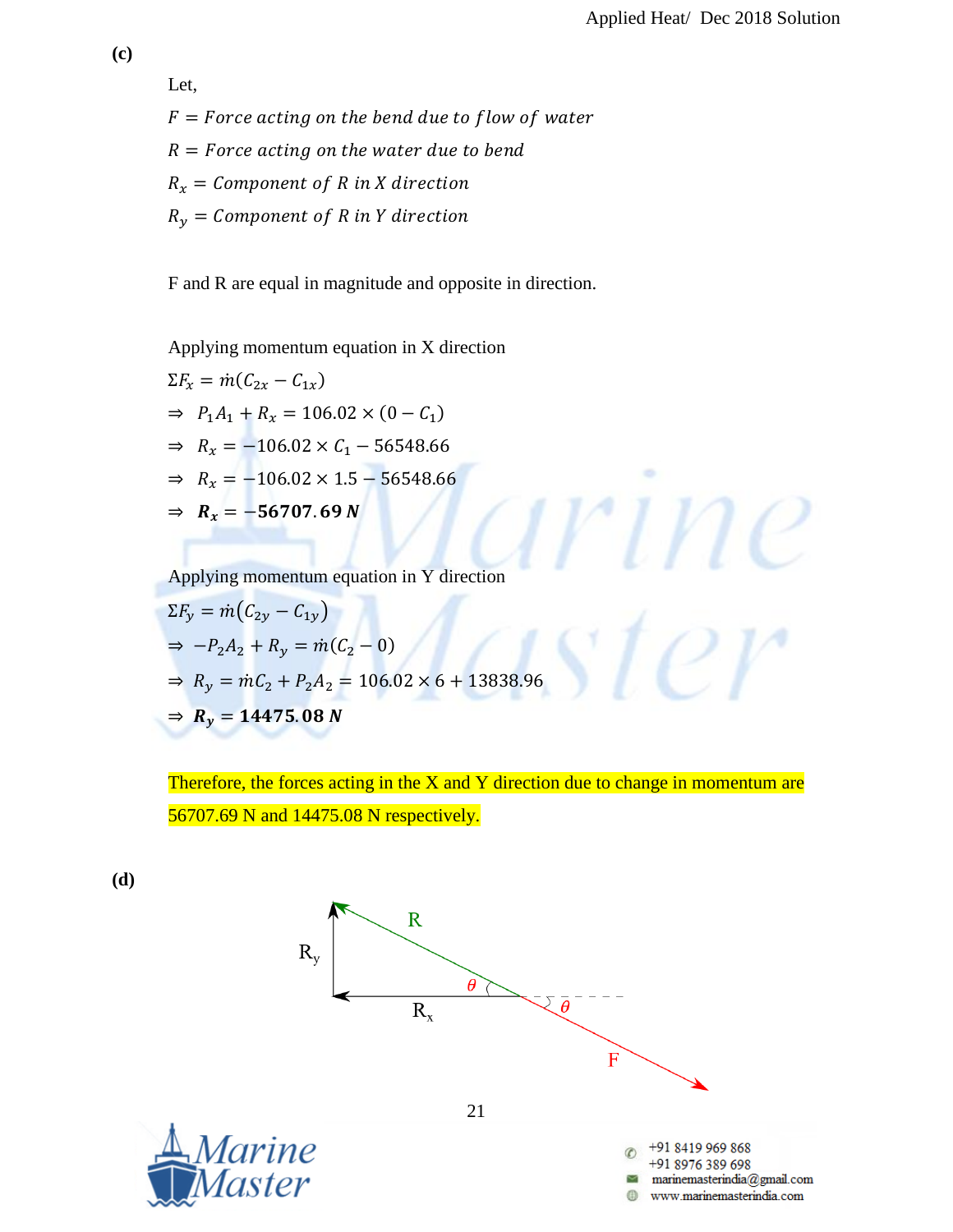**(c)**

Let,

$F = Force\ acting\ on\ the\ bend\ due\ to\ flow\ of\ water$

$R = Force\ acting\ on\ the\ water\ due\ to\ bend$

$R_x = Component\ of\ R\ in\ X\ direction$

$R_y = Component\ of\ R\ in\ Y\ direction$

F and R are equal in magnitude and opposite in direction.

Applying momentum equation in X direction

$$\Sigma F_x = \dot{m}(C_{2x} - C_{1x})$$

$$\Rightarrow\ P_1A_1 + R_x = 106.02 \times (0 - C_1)$$

$$\Rightarrow\ R_x = -106.02 \times C_1 - 56548.66$$

$$\Rightarrow\ R_x = -106.02 \times 1.5 - 56548.66$$

$$\Rightarrow\ \boldsymbol{R_x = -56707.69\ N}$$

Applying momentum equation in Y direction

$$\Sigma F_y = \dot{m}\left(C_{2y} - C_{1y}\right)$$

$$\Rightarrow -P_2A_2 + R_y = \dot{m}(C_2 - 0)$$

$$\Rightarrow R_y = \dot{m}C_2 + P_2A_2 = 106.02 \times 6 + 13838.96$$

$$\Rightarrow \boldsymbol{R_y = 14475.08\ N}$$

Therefore, the forces acting in the X and Y direction due to change in momentum are 56707.69 N and 14475.08 N respectively.

**(d)**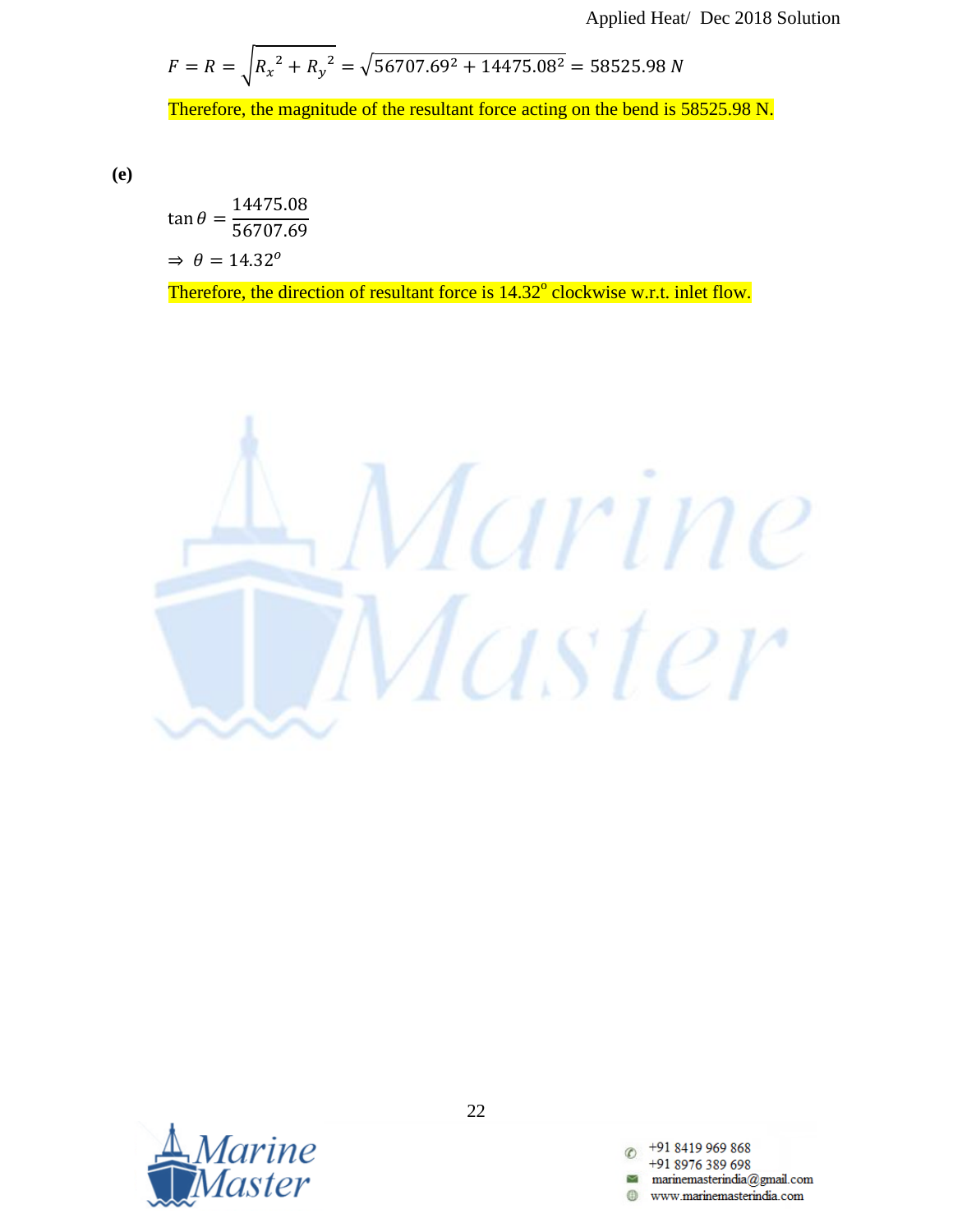$$F = R = \sqrt{{R_x}^2 + {R_y}^2} = \sqrt{56707.69^2 + 14475.08^2} = 58525.98\ N$$

Therefore, the magnitude of the resultant force acting on the bend is 58525.98 N.

**(e)**

$$\tan\theta = \frac{14475.08}{56707.69}$$

$$\Rightarrow\ \theta = 14.32^o$$

Therefore, the direction of resultant force is $14.32^o$ clockwise w.r.t. inlet flow.